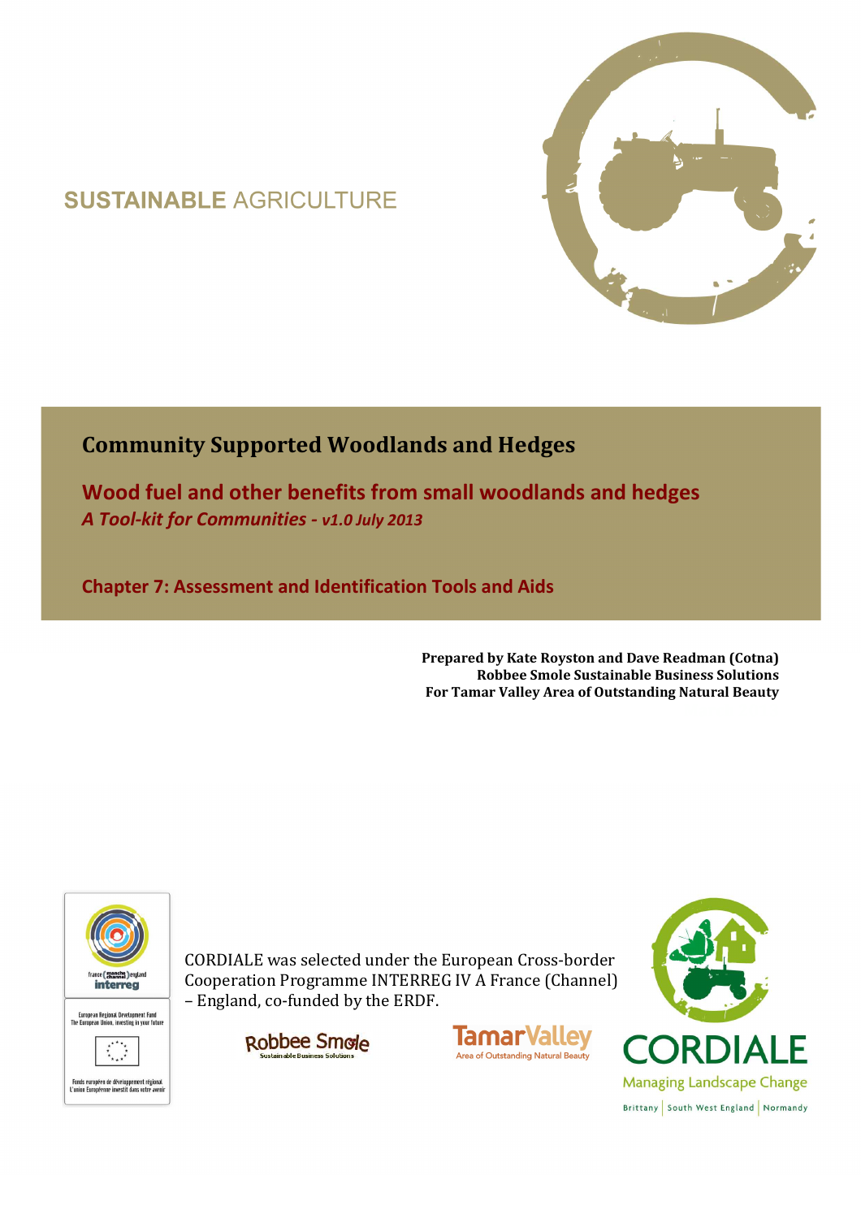SUSTAINABLE AGRICULTURE

# Community Supported Woodlands and Hedges

## Wood fuel and other benefits from small woodlands and hedges

***A Tool-kit for Communities - v1.0 July 2013***

## Chapter 7: Assessment and Identification Tools and Aids

**Prepared by Kate Royston and Dave Readman (Cotna)**
**Robbee Smole Sustainable Business Solutions**
**For Tamar Valley Area of Outstanding Natural Beauty**

CORDIALE was selected under the European Cross-border Cooperation Programme INTERREG IV A France (Channel) – England, co-funded by the ERDF.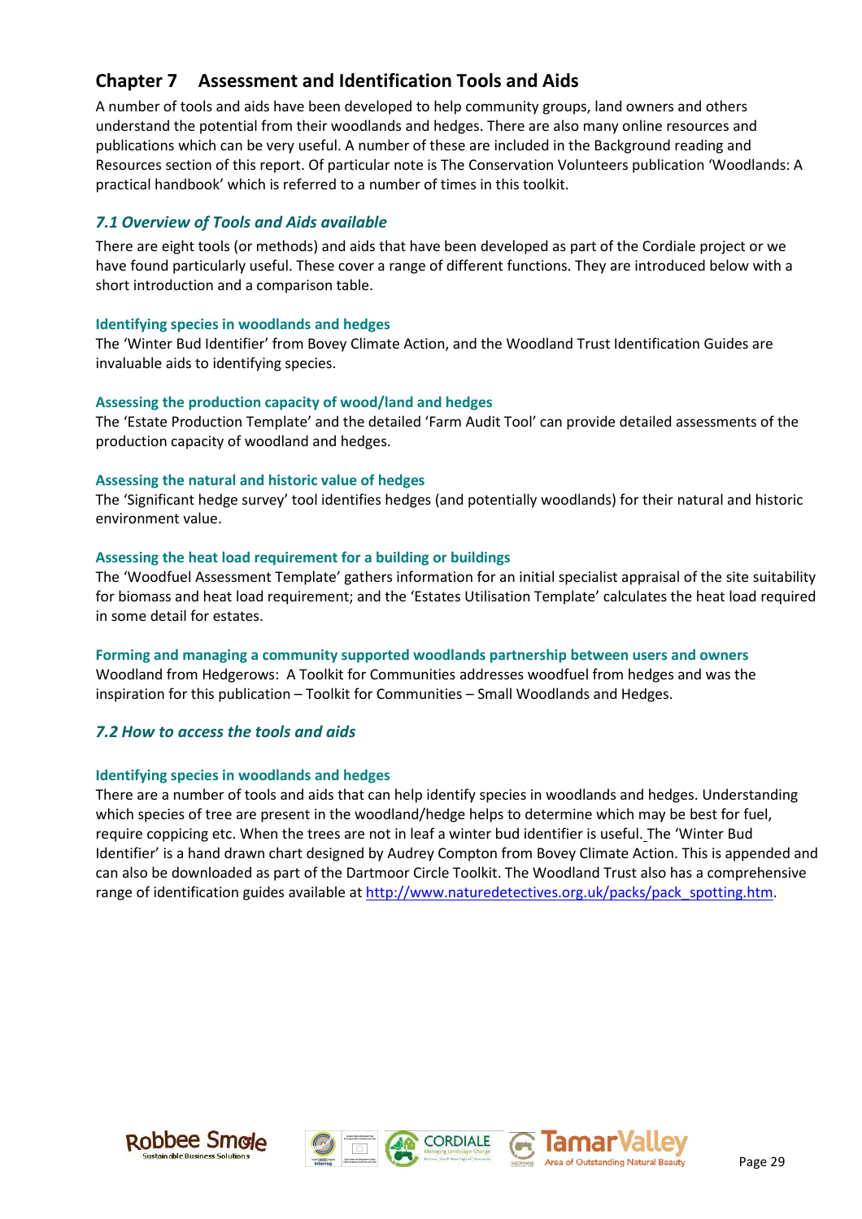## Chapter 7 Assessment and Identification Tools and Aids

A number of tools and aids have been developed to help community groups, land owners and others understand the potential from their woodlands and hedges. There are also many online resources and publications which can be very useful. A number of these are included in the Background reading and Resources section of this report. Of particular note is The Conservation Volunteers publication 'Woodlands: A practical handbook' which is referred to a number of times in this toolkit.

### *7.1 Overview of Tools and Aids available*

There are eight tools (or methods) and aids that have been developed as part of the Cordiale project or we have found particularly useful. These cover a range of different functions. They are introduced below with a short introduction and a comparison table.

#### Identifying species in woodlands and hedges

The 'Winter Bud Identifier' from Bovey Climate Action, and the Woodland Trust Identification Guides are invaluable aids to identifying species.

#### Assessing the production capacity of wood/land and hedges

The 'Estate Production Template' and the detailed 'Farm Audit Tool' can provide detailed assessments of the production capacity of woodland and hedges.

#### Assessing the natural and historic value of hedges

The 'Significant hedge survey' tool identifies hedges (and potentially woodlands) for their natural and historic environment value.

#### Assessing the heat load requirement for a building or buildings

The 'Woodfuel Assessment Template' gathers information for an initial specialist appraisal of the site suitability for biomass and heat load requirement; and the 'Estates Utilisation Template' calculates the heat load required in some detail for estates.

#### Forming and managing a community supported woodlands partnership between users and owners

Woodland from Hedgerows: A Toolkit for Communities addresses woodfuel from hedges and was the inspiration for this publication – Toolkit for Communities – Small Woodlands and Hedges.

### *7.2 How to access the tools and aids*

#### Identifying species in woodlands and hedges

There are a number of tools and aids that can help identify species in woodlands and hedges. Understanding which species of tree are present in the woodland/hedge helps to determine which may be best for fuel, require coppicing etc. When the trees are not in leaf a winter bud identifier is useful. The 'Winter Bud Identifier' is a hand drawn chart designed by Audrey Compton from Bovey Climate Action. This is appended and can also be downloaded as part of the Dartmoor Circle Toolkit. The Woodland Trust also has a comprehensive range of identification guides available at http://www.naturedetectives.org.uk/packs/pack_spotting.htm.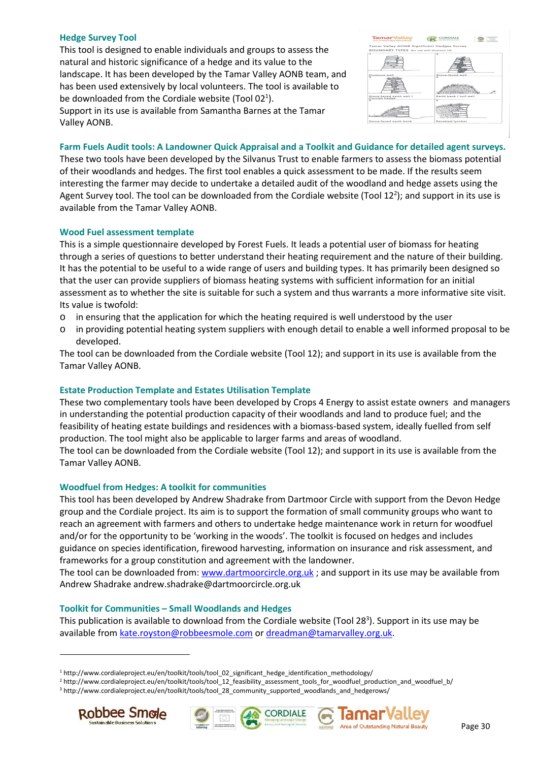### Hedge Survey Tool

This tool is designed to enable individuals and groups to assess the natural and historic significance of a hedge and its value to the landscape. It has been developed by the Tamar Valley AONB team, and has been used extensively by local volunteers. The tool is available to be downloaded from the Cordiale website (Tool 02[1]).
Support in its use is available from Samantha Barnes at the Tamar Valley AONB.

### Farm Fuels Audit tools: A Landowner Quick Appraisal and a Toolkit and Guidance for detailed agent surveys.

These two tools have been developed by the Silvanus Trust to enable farmers to assess the biomass potential of their woodlands and hedges. The first tool enables a quick assessment to be made. If the results seem interesting the farmer may decide to undertake a detailed audit of the woodland and hedge assets using the Agent Survey tool. The tool can be downloaded from the Cordiale website (Tool 12[2]); and support in its use is available from the Tamar Valley AONB.

### Wood Fuel assessment template

This is a simple questionnaire developed by Forest Fuels. It leads a potential user of biomass for heating through a series of questions to better understand their heating requirement and the nature of their building. It has the potential to be useful to a wide range of users and building types. It has primarily been designed so that the user can provide suppliers of biomass heating systems with sufficient information for an initial assessment as to whether the site is suitable for such a system and thus warrants a more informative site visit. Its value is twofold:

- in ensuring that the application for which the heating required is well understood by the user
- in providing potential heating system suppliers with enough detail to enable a well informed proposal to be developed.

The tool can be downloaded from the Cordiale website (Tool 12); and support in its use is available from the Tamar Valley AONB.

### Estate Production Template and Estates Utilisation Template

These two complementary tools have been developed by Crops 4 Energy to assist estate owners and managers in understanding the potential production capacity of their woodlands and land to produce fuel; and the feasibility of heating estate buildings and residences with a biomass-based system, ideally fuelled from self production. The tool might also be applicable to larger farms and areas of woodland.
The tool can be downloaded from the Cordiale website (Tool 12); and support in its use is available from the Tamar Valley AONB.

### Woodfuel from Hedges: A toolkit for communities

This tool has been developed by Andrew Shadrake from Dartmoor Circle with support from the Devon Hedge group and the Cordiale project. Its aim is to support the formation of small community groups who want to reach an agreement with farmers and others to undertake hedge maintenance work in return for woodfuel and/or for the opportunity to be 'working in the woods'. The toolkit is focused on hedges and includes guidance on species identification, firewood harvesting, information on insurance and risk assessment, and frameworks for a group constitution and agreement with the landowner.
The tool can be downloaded from: www.dartmoorcircle.org.uk ; and support in its use may be available from Andrew Shadrake andrew.shadrake@dartmoorcircle.org.uk

### Toolkit for Communities – Small Woodlands and Hedges

This publication is available to download from the Cordiale website (Tool 28[3]). Support in its use may be available from kate.royston@robbeesmole.com or dreadman@tamarvalley.org.uk.

---

[1] http://www.cordialeproject.eu/en/toolkit/tools/tool_02_significant_hedge_identification_methodology/
[2] http://www.cordialeproject.eu/en/toolkit/tools/tool_12_feasibility_assessment_tools_for_woodfuel_production_and_woodfuel_b/
[3] http://www.cordialeproject.eu/en/toolkit/tools/tool_28_community_supported_woodlands_and_hedgerows/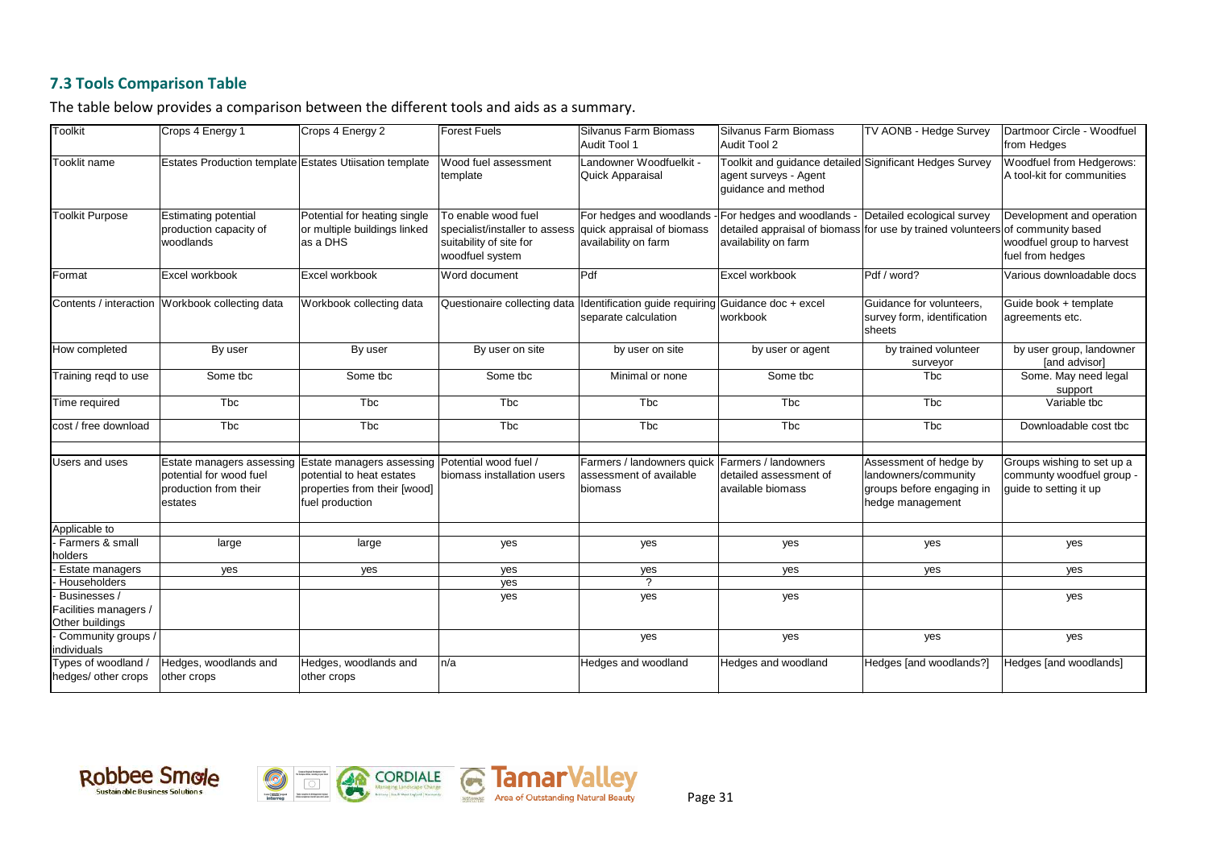## 7.3 Tools Comparison Table

The table below provides a comparison between the different tools and aids as a summary.

| Toolkit | Crops 4 Energy 1 | Crops 4 Energy 2 | Forest Fuels | Silvanus Farm Biomass Audit Tool 1 | Silvanus Farm Biomass Audit Tool 2 | TV AONB - Hedge Survey | Dartmoor Circle - Woodfuel from Hedges |
|---|---|---|---|---|---|---|---|
| Tooklit name | Estates Production template | Estates Utiisation template | Wood fuel assessment template | Landowner Woodfuelkit - Quick Apparaisal | Toolkit and guidance detailed agent surveys - Agent guidance and method | Significant Hedges Survey | Woodfuel from Hedgerows: A tool-kit for communities |
| Toolkit Purpose | Estimating potential production capacity of woodlands | Potential for heating single or multiple buildings linked as a DHS | To enable wood fuel specialist/installer to assess suitability of site for woodfuel system | For hedges and woodlands - quick appraisal of biomass availability on farm | For hedges and woodlands - detailed appraisal of biomass availability on farm | Detailed ecological survey for use by trained volunteers | Development and operation of community based woodfuel group to harvest fuel from hedges |
| Format | Excel workbook | Excel workbook | Word document | Pdf | Excel workbook | Pdf / word? | Various downloadable docs |
| Contents / interaction | Workbook collecting data | Workbook collecting data | Questionaire collecting data | Identification guide requiring separate calculation | Guidance doc + excel workbook | Guidance for volunteers, survey form, identification sheets | Guide book + template agreements etc. |
| How completed | By user | By user | By user on site | by user on site | by user or agent | by trained volunteer surveyor | by user group, landowner [and advisor] |
| Training reqd to use | Some tbc | Some tbc | Some tbc | Minimal or none | Some tbc | Tbc | Some. May need legal support |
| Time required | Tbc | Tbc | Tbc | Tbc | Tbc | Tbc | Variable tbc |
| cost / free download | Tbc | Tbc | Tbc | Tbc | Tbc | Tbc | Downloadable cost tbc |
| | | | | | | | |
| Users and uses | Estate managers assessing potential for wood fuel production from their estates | Estate managers assessing potential to heat estates properties from their [wood] fuel production | Potential wood fuel / biomass installation users | Farmers / landowners quick assessment of available biomass | Farmers / landowners detailed assessment of available biomass | Assessment of hedge by landowners/community groups before engaging in hedge management | Groups wishing to set up a communty woodfuel group - guide to setting it up |
| Applicable to | | | | | | | |
| - Farmers & small holders | large | large | yes | yes | yes | yes | yes |
| - Estate managers | yes | yes | yes | yes | yes | yes | yes |
| - Householders | | | yes | ? | | | |
| - Businesses / Facilities managers / Other buildings | | | yes | yes | yes | | yes |
| - Community groups / individuals | | | | yes | yes | yes | yes |
| Types of woodland / hedges/ other crops | Hedges, woodlands and other crops | Hedges, woodlands and other crops | n/a | Hedges and woodland | Hedges and woodland | Hedges [and woodlands?] | Hedges [and woodlands] |